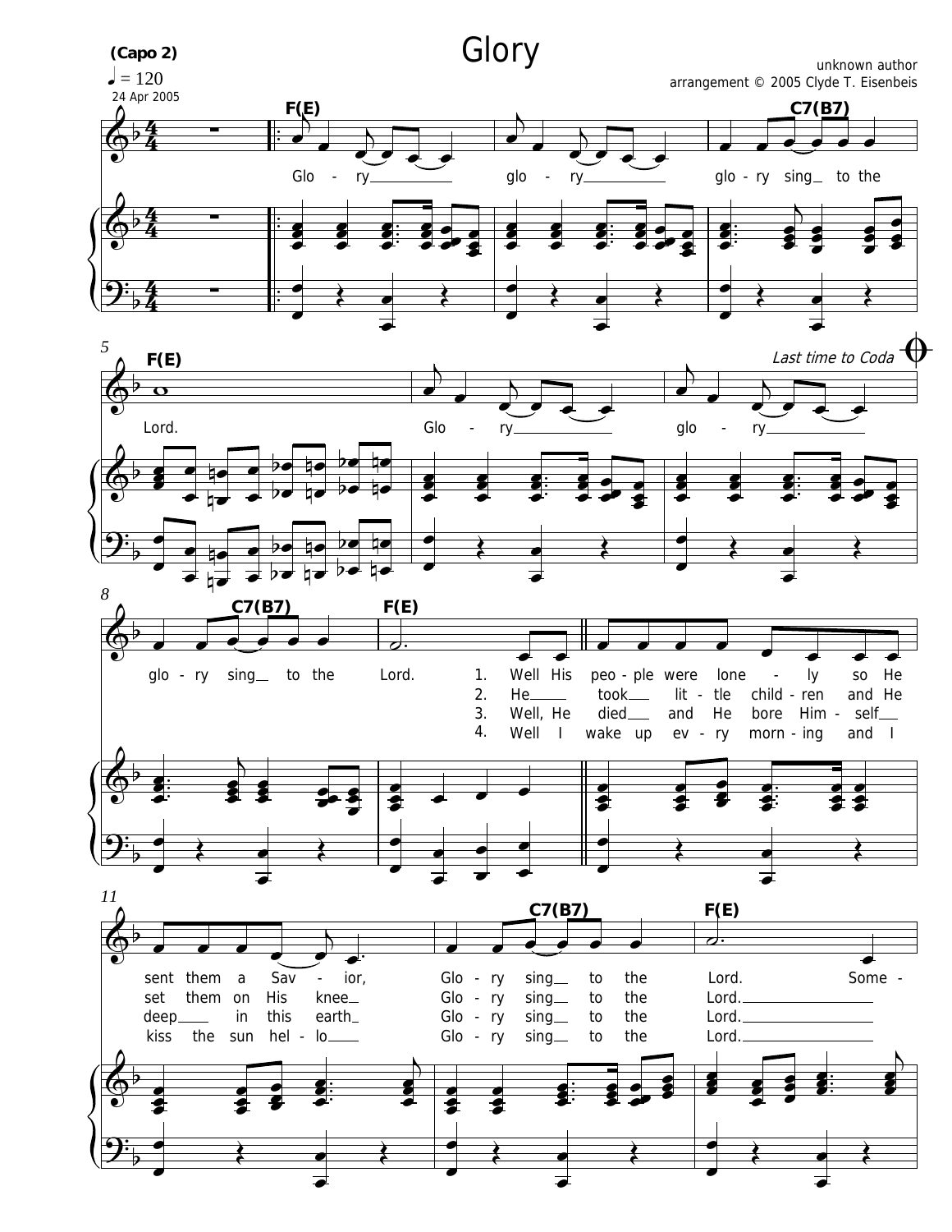# Glory

**(Capo 2)**

♩ = 120

24 Apr 2005

unknown author
arrangement © 2005 Clyde T. Eisenbeis

F(E) · C7(B7) · F(E)

Glo - ry glo - ry glo - ry sing to the Lord.

Glo - ry glo - ry

*Last time to Coda*

C7(B7) · F(E)

glo - ry sing to the Lord.

1. Well His peo - ple were lone - ly so He sent them a Sav - ior,
2. He took lit - tle child - ren and He set them on His knee
3. Well, He died and He bore Him - self deep in this earth
4. Well I wake up ev - ry morn - ing and I kiss the sun hel - lo

C7(B7) · F(E)

Glo - ry sing to the Lord. Some -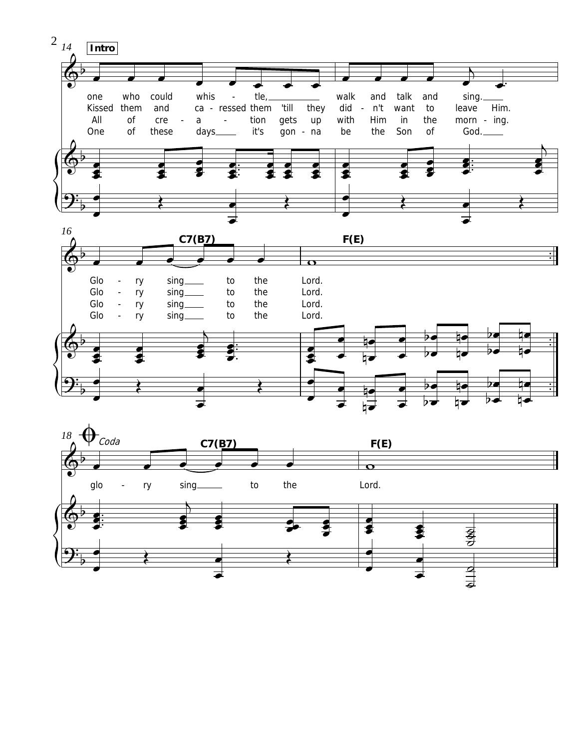14 **Intro**

one who could whis - tle, walk and talk and sing.
Kissed them and ca - ressed them 'till they did - n't want to leave Him.
All of cre - a - tion gets up with Him in the morn - ing.
One of these days it's gon - na be the Son of God.

16

C7(B7) F(E)

Glo - ry sing to the Lord.
Glo - ry sing to the Lord.
Glo - ry sing to the Lord.
Glo - ry sing to the Lord.

18 *Coda*

C7(B7) F(E)

glo - ry sing to the Lord.